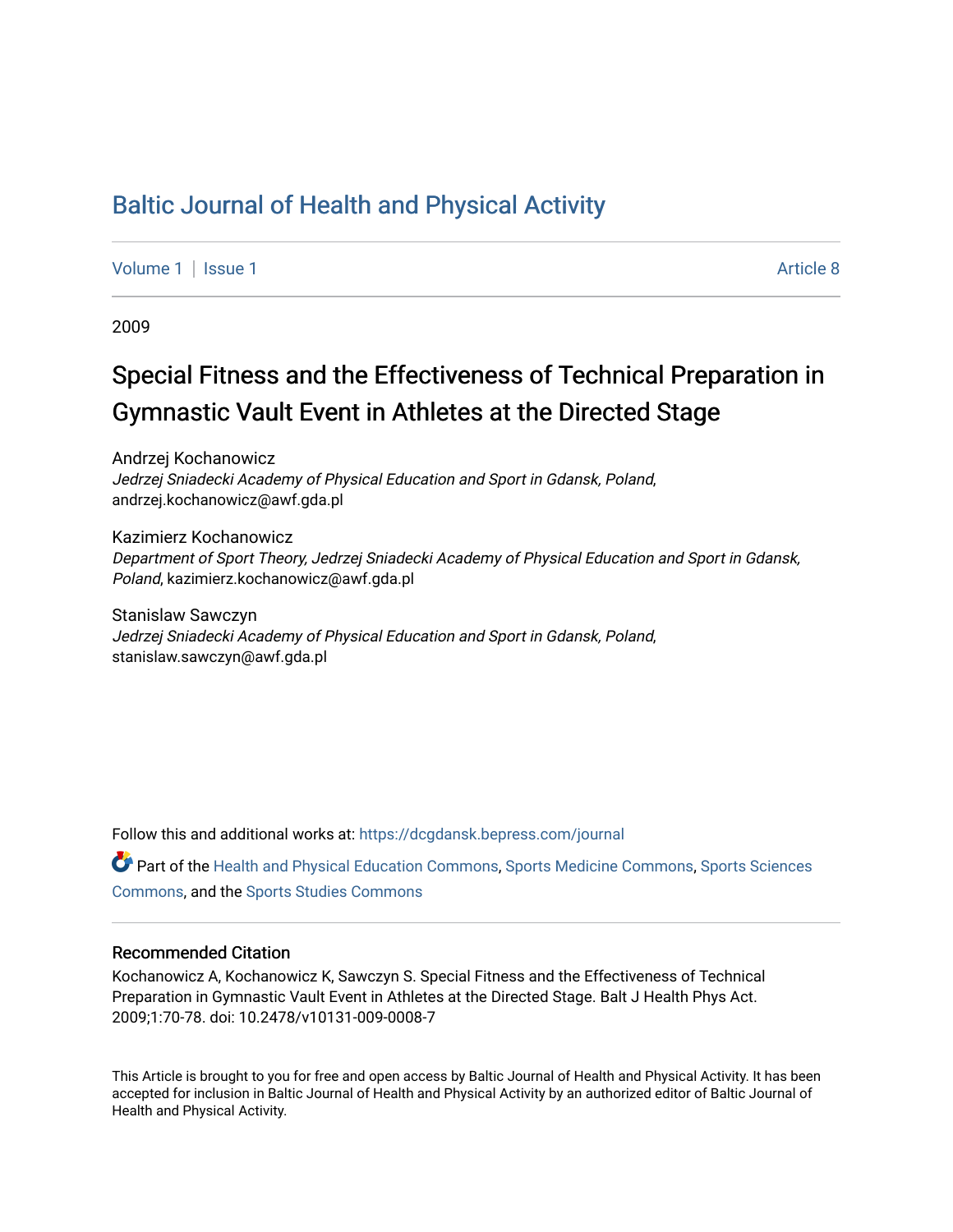# Baltic Journal of Health and Physical Activity

Volume 1 | Issue 1 Article 8

2009

## Special Fitness and the Effectiveness of Technical Preparation in Gymnastic Vault Event in Athletes at the Directed Stage

Andrzej Kochanowicz
*Jedrzej Sniadecki Academy of Physical Education and Sport in Gdansk, Poland*, andrzej.kochanowicz@awf.gda.pl

Kazimierz Kochanowicz
*Department of Sport Theory, Jedrzej Sniadecki Academy of Physical Education and Sport in Gdansk, Poland*, kazimierz.kochanowicz@awf.gda.pl

Stanislaw Sawczyn
*Jedrzej Sniadecki Academy of Physical Education and Sport in Gdansk, Poland*, stanislaw.sawczyn@awf.gda.pl

Follow this and additional works at: https://dcgdansk.bepress.com/journal

Part of the Health and Physical Education Commons, Sports Medicine Commons, Sports Sciences Commons, and the Sports Studies Commons

### Recommended Citation

Kochanowicz A, Kochanowicz K, Sawczyn S. Special Fitness and the Effectiveness of Technical Preparation in Gymnastic Vault Event in Athletes at the Directed Stage. Balt J Health Phys Act. 2009;1:70-78. doi: 10.2478/v10131-009-0008-7

This Article is brought to you for free and open access by Baltic Journal of Health and Physical Activity. It has been accepted for inclusion in Baltic Journal of Health and Physical Activity by an authorized editor of Baltic Journal of Health and Physical Activity.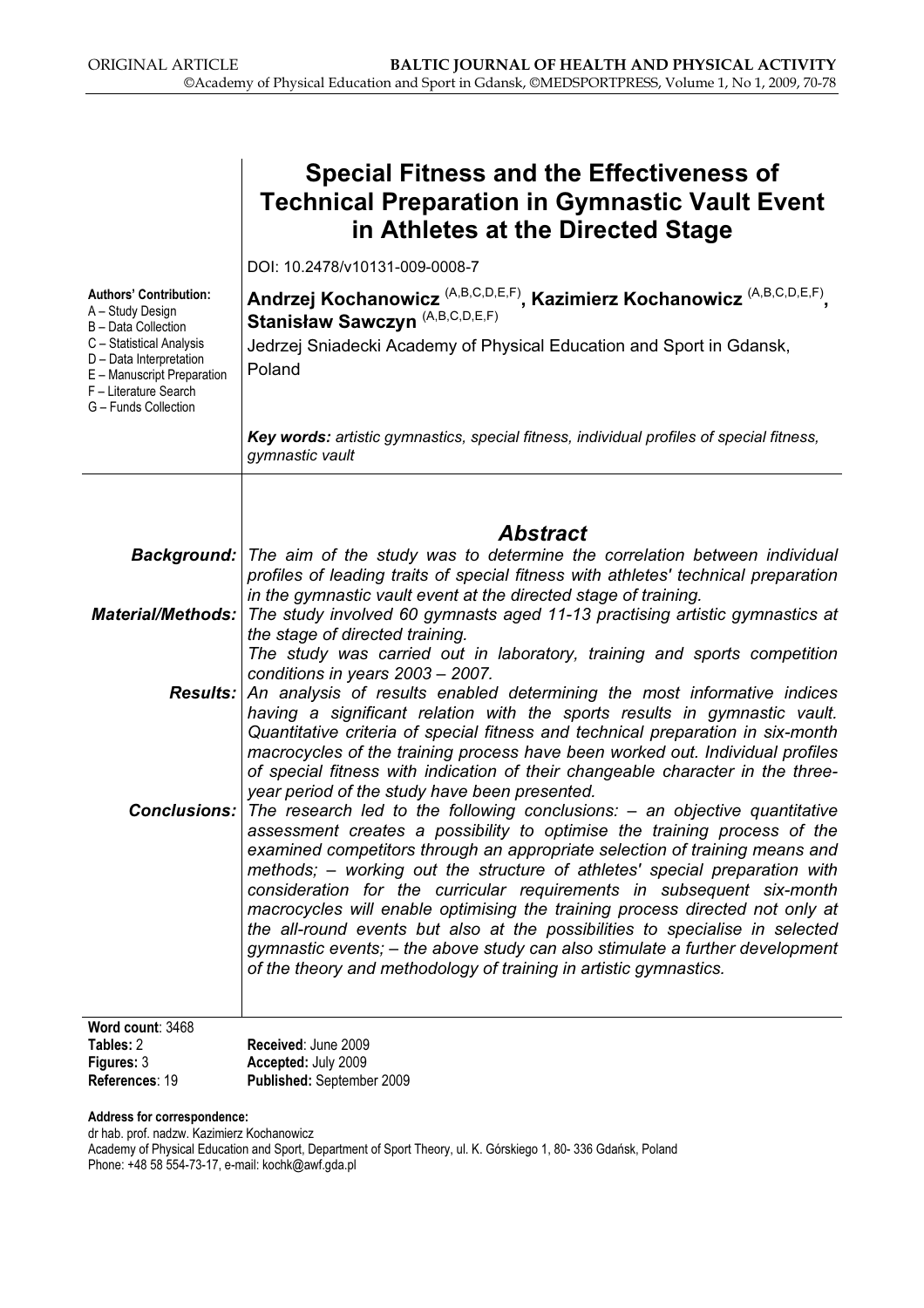ORIGINAL ARTICLE

# Special Fitness and the Effectiveness of Technical Preparation in Gymnastic Vault Event in Athletes at the Directed Stage

DOI: 10.2478/v10131-009-0008-7

**Authors' Contribution:**
A – Study Design
B – Data Collection
C – Statistical Analysis
D – Data Interpretation
E – Manuscript Preparation
F – Literature Search
G – Funds Collection

**Andrzej Kochanowicz** (A,B,C,D,E,F), **Kazimierz Kochanowicz** (A,B,C,D,E,F), **Stanisław Sawczyn** (A,B,C,D,E,F)

Jedrzej Sniadecki Academy of Physical Education and Sport in Gdansk, Poland

***Key words:*** *artistic gymnastics, special fitness, individual profiles of special fitness, gymnastic vault*

## *Abstract*

***Background:*** *The aim of the study was to determine the correlation between individual profiles of leading traits of special fitness with athletes' technical preparation in the gymnastic vault event at the directed stage of training.*

***Material/Methods:*** *The study involved 60 gymnasts aged 11-13 practising artistic gymnastics at the stage of directed training.*
*The study was carried out in laboratory, training and sports competition conditions in years 2003 – 2007.*

***Results:*** *An analysis of results enabled determining the most informative indices having a significant relation with the sports results in gymnastic vault. Quantitative criteria of special fitness and technical preparation in six-month macrocycles of the training process have been worked out. Individual profiles of special fitness with indication of their changeable character in the three-year period of the study have been presented.*

***Conclusions:*** *The research led to the following conclusions: – an objective quantitative assessment creates a possibility to optimise the training process of the examined competitors through an appropriate selection of training means and methods; – working out the structure of athletes' special preparation with consideration for the curricular requirements in subsequent six-month macrocycles will enable optimising the training process directed not only at the all-round events but also at the possibilities to specialise in selected gymnastic events; – the above study can also stimulate a further development of the theory and methodology of training in artistic gymnastics.*

**Word count**: 3468
**Tables:** 2
**Figures:** 3
**References**: 19

**Received**: June 2009
**Accepted:** July 2009
**Published:** September 2009

**Address for correspondence:**
dr hab. prof. nadzw. Kazimierz Kochanowicz
Academy of Physical Education and Sport, Department of Sport Theory, ul. K. Górskiego 1, 80- 336 Gdańsk, Poland
Phone: +48 58 554-73-17, e-mail: kochk@awf.gda.pl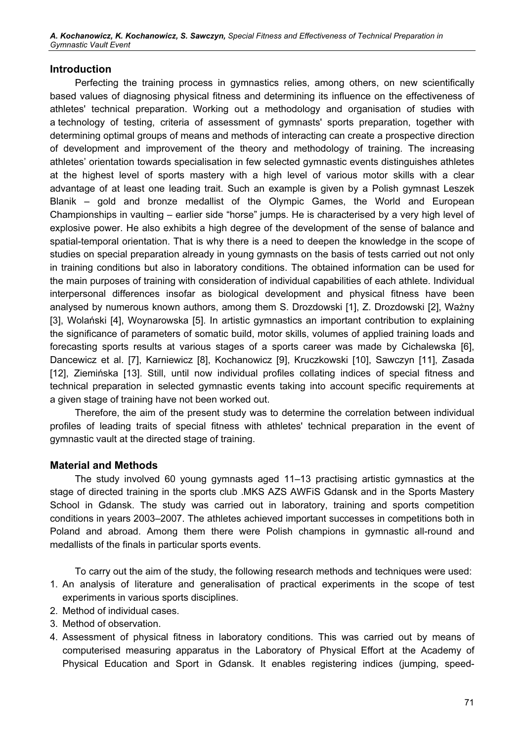## Introduction

Perfecting the training process in gymnastics relies, among others, on new scientifically based values of diagnosing physical fitness and determining its influence on the effectiveness of athletes' technical preparation. Working out a methodology and organisation of studies with a technology of testing, criteria of assessment of gymnasts' sports preparation, together with determining optimal groups of means and methods of interacting can create a prospective direction of development and improvement of the theory and methodology of training. The increasing athletes' orientation towards specialisation in few selected gymnastic events distinguishes athletes at the highest level of sports mastery with a high level of various motor skills with a clear advantage of at least one leading trait. Such an example is given by a Polish gymnast Leszek Blanik – gold and bronze medallist of the Olympic Games, the World and European Championships in vaulting – earlier side "horse" jumps. He is characterised by a very high level of explosive power. He also exhibits a high degree of the development of the sense of balance and spatial-temporal orientation. That is why there is a need to deepen the knowledge in the scope of studies on special preparation already in young gymnasts on the basis of tests carried out not only in training conditions but also in laboratory conditions. The obtained information can be used for the main purposes of training with consideration of individual capabilities of each athlete. Individual interpersonal differences insofar as biological development and physical fitness have been analysed by numerous known authors, among them S. Drozdowski [1], Z. Drozdowski [2], Ważny [3], Wolański [4], Woynarowska [5]. In artistic gymnastics an important contribution to explaining the significance of parameters of somatic build, motor skills, volumes of applied training loads and forecasting sports results at various stages of a sports career was made by Cichalewska [6], Dancewicz et al. [7], Karniewicz [8], Kochanowicz [9], Kruczkowski [10], Sawczyn [11], Zasada [12], Ziemińska [13]. Still, until now individual profiles collating indices of special fitness and technical preparation in selected gymnastic events taking into account specific requirements at a given stage of training have not been worked out.

Therefore, the aim of the present study was to determine the correlation between individual profiles of leading traits of special fitness with athletes' technical preparation in the event of gymnastic vault at the directed stage of training.

## Material and Methods

The study involved 60 young gymnasts aged 11–13 practising artistic gymnastics at the stage of directed training in the sports club .MKS AZS AWFiS Gdansk and in the Sports Mastery School in Gdansk. The study was carried out in laboratory, training and sports competition conditions in years 2003–2007. The athletes achieved important successes in competitions both in Poland and abroad. Among them there were Polish champions in gymnastic all-round and medallists of the finals in particular sports events.

To carry out the aim of the study, the following research methods and techniques were used:

1. An analysis of literature and generalisation of practical experiments in the scope of test experiments in various sports disciplines.
2. Method of individual cases.
3. Method of observation.
4. Assessment of physical fitness in laboratory conditions. This was carried out by means of computerised measuring apparatus in the Laboratory of Physical Effort at the Academy of Physical Education and Sport in Gdansk. It enables registering indices (jumping, speed-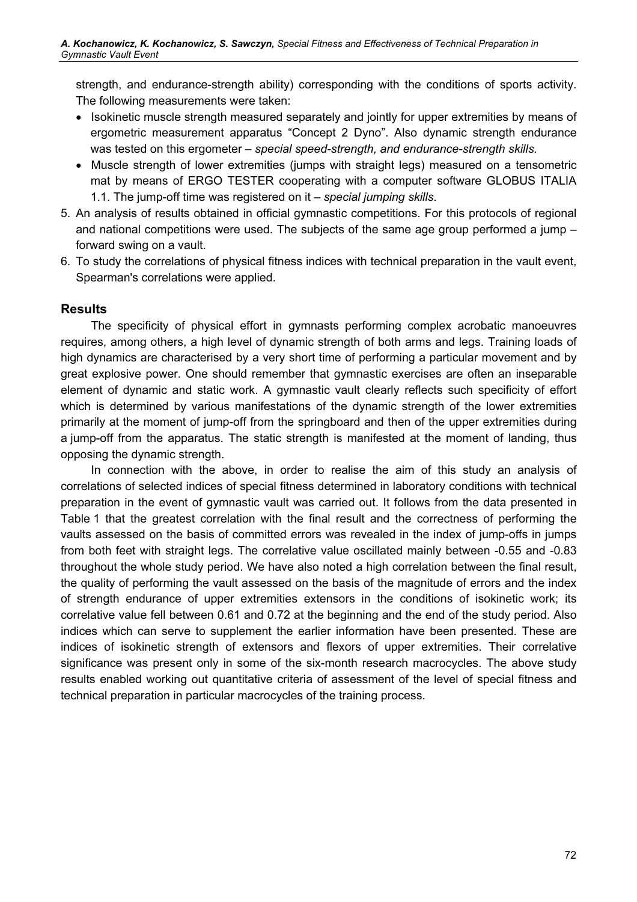strength, and endurance-strength ability) corresponding with the conditions of sports activity. The following measurements were taken:

- Isokinetic muscle strength measured separately and jointly for upper extremities by means of ergometric measurement apparatus "Concept 2 Dyno". Also dynamic strength endurance was tested on this ergometer – *special speed-strength, and endurance-strength skills.*
- Muscle strength of lower extremities (jumps with straight legs) measured on a tensometric mat by means of ERGO TESTER cooperating with a computer software GLOBUS ITALIA 1.1. The jump-off time was registered on it – *special jumping skills*.

5. An analysis of results obtained in official gymnastic competitions. For this protocols of regional and national competitions were used. The subjects of the same age group performed a jump – forward swing on a vault.
6. To study the correlations of physical fitness indices with technical preparation in the vault event, Spearman's correlations were applied.

## Results

The specificity of physical effort in gymnasts performing complex acrobatic manoeuvres requires, among others, a high level of dynamic strength of both arms and legs. Training loads of high dynamics are characterised by a very short time of performing a particular movement and by great explosive power. One should remember that gymnastic exercises are often an inseparable element of dynamic and static work. A gymnastic vault clearly reflects such specificity of effort which is determined by various manifestations of the dynamic strength of the lower extremities primarily at the moment of jump-off from the springboard and then of the upper extremities during a jump-off from the apparatus. The static strength is manifested at the moment of landing, thus opposing the dynamic strength.

In connection with the above, in order to realise the aim of this study an analysis of correlations of selected indices of special fitness determined in laboratory conditions with technical preparation in the event of gymnastic vault was carried out. It follows from the data presented in Table 1 that the greatest correlation with the final result and the correctness of performing the vaults assessed on the basis of committed errors was revealed in the index of jump-offs in jumps from both feet with straight legs. The correlative value oscillated mainly between -0.55 and -0.83 throughout the whole study period. We have also noted a high correlation between the final result, the quality of performing the vault assessed on the basis of the magnitude of errors and the index of strength endurance of upper extremities extensors in the conditions of isokinetic work; its correlative value fell between 0.61 and 0.72 at the beginning and the end of the study period. Also indices which can serve to supplement the earlier information have been presented. These are indices of isokinetic strength of extensors and flexors of upper extremities. Their correlative significance was present only in some of the six-month research macrocycles. The above study results enabled working out quantitative criteria of assessment of the level of special fitness and technical preparation in particular macrocycles of the training process.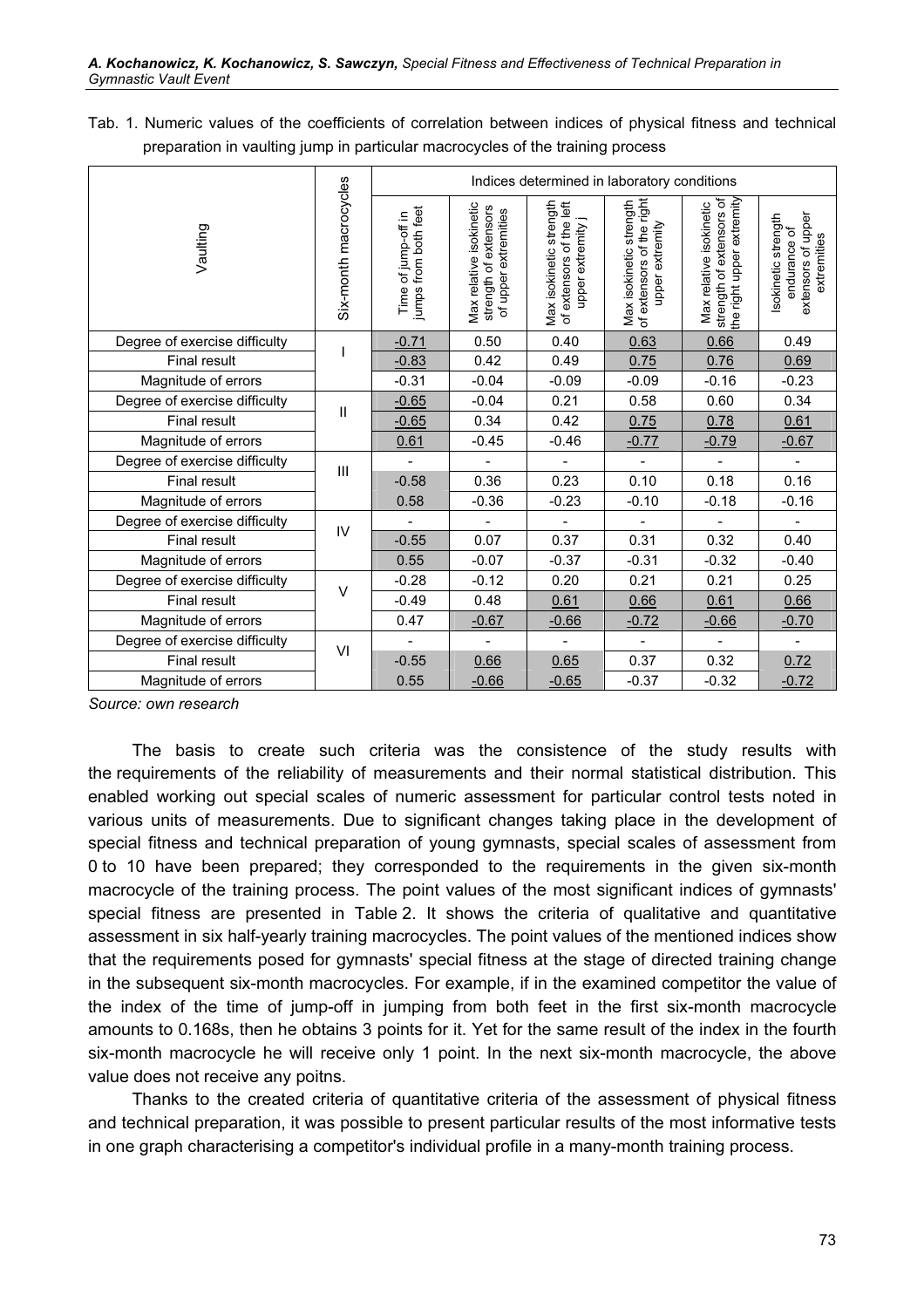Tab. 1. Numeric values of the coefficients of correlation between indices of physical fitness and technical preparation in vaulting jump in particular macrocycles of the training process

| Vaulting | Six-month macrocycles | Indices determined in laboratory conditions | | | | | |
|---|---|---|---|---|---|---|---|
| | | Time of jump-off in jumps from both feet | Max relative isokinetic strength of extensors of upper extremities | Max isokinetic strength of extensors of the left upper extremity j | Max isokinetic strength of extensors of the right upper extremity | Max relative isokinetic strength of extensors of the right upper extremity | Isokinetic strength endurance of extensors of upper extremities |
| Degree of exercise difficulty | I | -0.71 | 0.50 | 0.40 | 0.63 | 0.66 | 0.49 |
| Final result | | -0.83 | 0.42 | 0.49 | 0.75 | 0.76 | 0.69 |
| Magnitude of errors | | -0.31 | -0.04 | -0.09 | -0.09 | -0.16 | -0.23 |
| Degree of exercise difficulty | II | -0.65 | -0.04 | 0.21 | 0.58 | 0.60 | 0.34 |
| Final result | | -0.65 | 0.34 | 0.42 | 0.75 | 0.78 | 0.61 |
| Magnitude of errors | | 0.61 | -0.45 | -0.46 | -0.77 | -0.79 | -0.67 |
| Degree of exercise difficulty | III | - | - | - | - | - | - |
| Final result | | -0.58 | 0.36 | 0.23 | 0.10 | 0.18 | 0.16 |
| Magnitude of errors | | 0.58 | -0.36 | -0.23 | -0.10 | -0.18 | -0.16 |
| Degree of exercise difficulty | IV | - | - | - | - | - | - |
| Final result | | -0.55 | 0.07 | 0.37 | 0.31 | 0.32 | 0.40 |
| Magnitude of errors | | 0.55 | -0.07 | -0.37 | -0.31 | -0.32 | -0.40 |
| Degree of exercise difficulty | V | -0.28 | -0.12 | 0.20 | 0.21 | 0.21 | 0.25 |
| Final result | | -0.49 | 0.48 | 0.61 | 0.66 | 0.61 | 0.66 |
| Magnitude of errors | | 0.47 | -0.67 | -0.66 | -0.72 | -0.66 | -0.70 |
| Degree of exercise difficulty | VI | - | - | - | - | - | - |
| Final result | | -0.55 | 0.66 | 0.65 | 0.37 | 0.32 | 0.72 |
| Magnitude of errors | | 0.55 | -0.66 | -0.65 | -0.37 | -0.32 | -0.72 |

*Source: own research*

The basis to create such criteria was the consistence of the study results with the requirements of the reliability of measurements and their normal statistical distribution. This enabled working out special scales of numeric assessment for particular control tests noted in various units of measurements. Due to significant changes taking place in the development of special fitness and technical preparation of young gymnasts, special scales of assessment from 0 to 10 have been prepared; they corresponded to the requirements in the given six-month macrocycle of the training process. The point values of the most significant indices of gymnasts' special fitness are presented in Table 2. It shows the criteria of qualitative and quantitative assessment in six half-yearly training macrocycles. The point values of the mentioned indices show that the requirements posed for gymnasts' special fitness at the stage of directed training change in the subsequent six-month macrocycles. For example, if in the examined competitor the value of the index of the time of jump-off in jumping from both feet in the first six-month macrocycle amounts to 0.168s, then he obtains 3 points for it. Yet for the same result of the index in the fourth six-month macrocycle he will receive only 1 point. In the next six-month macrocycle, the above value does not receive any poitns.

Thanks to the created criteria of quantitative criteria of the assessment of physical fitness and technical preparation, it was possible to present particular results of the most informative tests in one graph characterising a competitor's individual profile in a many-month training process.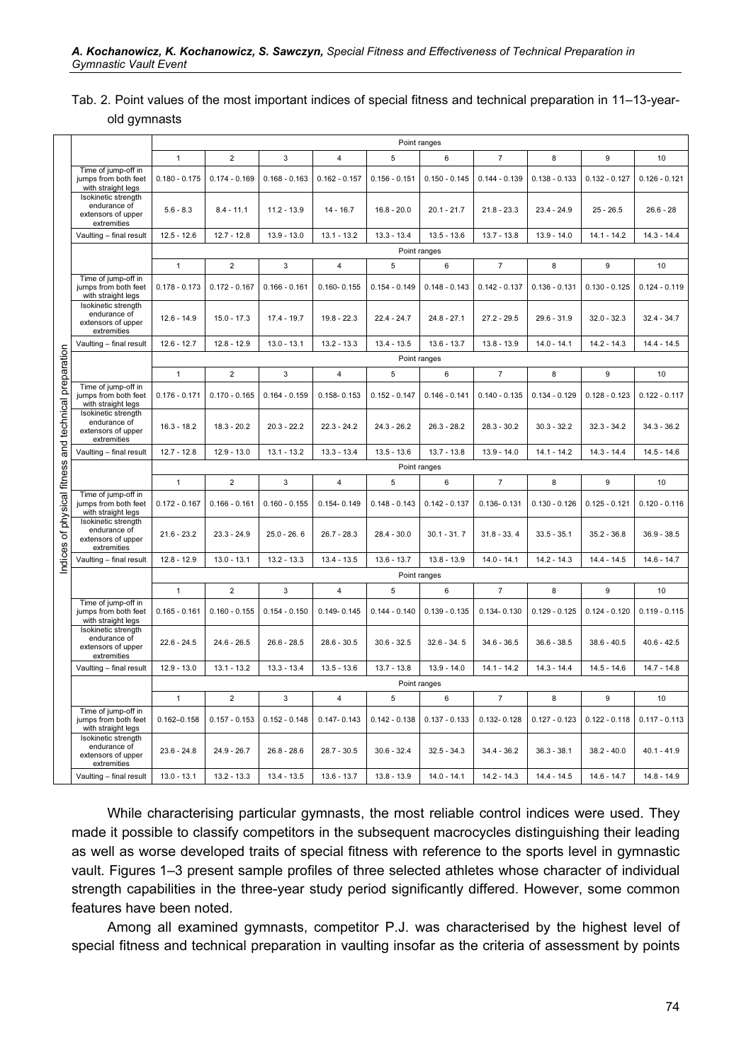Tab. 2. Point values of the most important indices of special fitness and technical preparation in 11–13-year-old gymnasts

| Indices of physical fitness and technical preparation | Point ranges | | | | | | | | | |
|---|---|---|---|---|---|---|---|---|---|---|
| | 1 | 2 | 3 | 4 | 5 | 6 | 7 | 8 | 9 | 10 |
| Time of jump-off in jumps from both feet with straight legs | 0.180 - 0.175 | 0.174 - 0.169 | 0.168 - 0.163 | 0.162 - 0.157 | 0.156 - 0.151 | 0.150 - 0.145 | 0.144 - 0.139 | 0.138 - 0.133 | 0.132 - 0.127 | 0.126 - 0.121 |
| Isokinetic strength endurance of extensors of upper extremities | 5.6 - 8.3 | 8.4 - 11.1 | 11.2 - 13.9 | 14 - 16.7 | 16.8 - 20.0 | 20.1 - 21.7 | 21.8 - 23.3 | 23.4 - 24.9 | 25 - 26.5 | 26.6 - 28 |
| Vaulting – final result | 12.5 - 12.6 | 12.7 - 12.8 | 13.9 - 13.0 | 13.1 - 13.2 | 13.3 - 13.4 | 13.5 - 13.6 | 13.7 - 13.8 | 13.9 - 14.0 | 14.1 - 14.2 | 14.3 - 14.4 |
| | Point ranges | | | | | | | | | |
| | 1 | 2 | 3 | 4 | 5 | 6 | 7 | 8 | 9 | 10 |
| Time of jump-off in jumps from both feet with straight legs | 0.178 - 0.173 | 0.172 - 0.167 | 0.166 - 0.161 | 0.160- 0.155 | 0.154 - 0.149 | 0.148 - 0.143 | 0.142 - 0.137 | 0.136 - 0.131 | 0.130 - 0.125 | 0.124 - 0.119 |
| Isokinetic strength endurance of extensors of upper extremities | 12.6 - 14.9 | 15.0 - 17.3 | 17.4 - 19.7 | 19.8 - 22.3 | 22.4 - 24.7 | 24.8 - 27.1 | 27.2 - 29.5 | 29.6 - 31.9 | 32.0 - 32.3 | 32.4 - 34.7 |
| Vaulting – final result | 12.6 - 12.7 | 12.8 - 12.9 | 13.0 - 13.1 | 13.2 - 13.3 | 13.4 - 13.5 | 13.6 - 13.7 | 13.8 - 13.9 | 14.0 - 14.1 | 14.2 - 14.3 | 14.4 - 14.5 |
| | Point ranges | | | | | | | | | |
| | 1 | 2 | 3 | 4 | 5 | 6 | 7 | 8 | 9 | 10 |
| Time of jump-off in jumps from both feet with straight legs | 0.176 - 0.171 | 0.170 - 0.165 | 0.164 - 0.159 | 0.158- 0.153 | 0.152 - 0.147 | 0.146 - 0.141 | 0.140 - 0.135 | 0.134 - 0.129 | 0.128 - 0.123 | 0.122 - 0.117 |
| Isokinetic strength endurance of extensors of upper extremities | 16.3 - 18.2 | 18.3 - 20.2 | 20.3 - 22.2 | 22.3 - 24.2 | 24.3 - 26.2 | 26.3 - 28.2 | 28.3 - 30.2 | 30.3 - 32.2 | 32.3 - 34.2 | 34.3 - 36.2 |
| Vaulting – final result | 12.7 - 12.8 | 12.9 - 13.0 | 13.1 - 13.2 | 13.3 - 13.4 | 13.5 - 13.6 | 13.7 - 13.8 | 13.9 - 14.0 | 14.1 - 14.2 | 14.3 - 14.4 | 14.5 - 14.6 |
| | Point ranges | | | | | | | | | |
| | 1 | 2 | 3 | 4 | 5 | 6 | 7 | 8 | 9 | 10 |
| Time of jump-off in jumps from both feet with straight legs | 0.172 - 0.167 | 0.166 - 0.161 | 0.160 - 0.155 | 0.154- 0.149 | 0.148 - 0.143 | 0.142 - 0.137 | 0.136- 0.131 | 0.130 - 0.126 | 0.125 - 0.121 | 0.120 - 0.116 |
| Isokinetic strength endurance of extensors of upper extremities | 21.6 - 23.2 | 23.3 - 24.9 | 25.0 - 26. 6 | 26.7 - 28.3 | 28.4 - 30.0 | 30.1 - 31. 7 | 31.8 - 33. 4 | 33.5 - 35.1 | 35.2 - 36.8 | 36.9 - 38.5 |
| Vaulting – final result | 12.8 - 12.9 | 13.0 - 13.1 | 13.2 - 13.3 | 13.4 - 13.5 | 13.6 - 13.7 | 13.8 - 13.9 | 14.0 - 14.1 | 14.2 - 14.3 | 14.4 - 14.5 | 14.6 - 14.7 |
| | Point ranges | | | | | | | | | |
| | 1 | 2 | 3 | 4 | 5 | 6 | 7 | 8 | 9 | 10 |
| Time of jump-off in jumps from both feet with straight legs | 0.165 - 0.161 | 0.160 - 0.155 | 0.154 - 0.150 | 0.149- 0.145 | 0.144 - 0.140 | 0.139 - 0.135 | 0.134- 0.130 | 0.129 - 0.125 | 0.124 - 0.120 | 0.119 - 0.115 |
| Isokinetic strength endurance of extensors of upper extremities | 22.6 - 24.5 | 24.6 - 26.5 | 26.6 - 28.5 | 28.6 - 30.5 | 30.6 - 32.5 | 32.6 - 34. 5 | 34.6 - 36.5 | 36.6 - 38.5 | 38.6 - 40.5 | 40.6 - 42.5 |
| Vaulting – final result | 12.9 - 13.0 | 13.1 - 13.2 | 13.3 - 13.4 | 13.5 - 13.6 | 13.7 - 13.8 | 13.9 - 14.0 | 14.1 - 14.2 | 14.3 - 14.4 | 14.5 - 14.6 | 14.7 - 14.8 |
| | Point ranges | | | | | | | | | |
| | 1 | 2 | 3 | 4 | 5 | 6 | 7 | 8 | 9 | 10 |
| Time of jump-off in jumps from both feet with straight legs | 0.162–0.158 | 0.157 - 0.153 | 0.152 - 0.148 | 0.147- 0.143 | 0.142 - 0.138 | 0.137 - 0.133 | 0.132- 0.128 | 0.127 - 0.123 | 0.122 - 0.118 | 0.117 - 0.113 |
| Isokinetic strength endurance of extensors of upper extremities | 23.6 - 24.8 | 24.9 - 26.7 | 26.8 - 28.6 | 28.7 - 30.5 | 30.6 - 32.4 | 32.5 - 34.3 | 34.4 - 36.2 | 36.3 - 38.1 | 38.2 - 40.0 | 40.1 - 41.9 |
| Vaulting – final result | 13.0 - 13.1 | 13.2 - 13.3 | 13.4 - 13.5 | 13.6 - 13.7 | 13.8 - 13.9 | 14.0 - 14.1 | 14.2 - 14.3 | 14.4 - 14.5 | 14.6 - 14.7 | 14.8 - 14.9 |

While characterising particular gymnasts, the most reliable control indices were used. They made it possible to classify competitors in the subsequent macrocycles distinguishing their leading as well as worse developed traits of special fitness with reference to the sports level in gymnastic vault. Figures 1–3 present sample profiles of three selected athletes whose character of individual strength capabilities in the three-year study period significantly differed. However, some common features have been noted.

Among all examined gymnasts, competitor P.J. was characterised by the highest level of special fitness and technical preparation in vaulting insofar as the criteria of assessment by points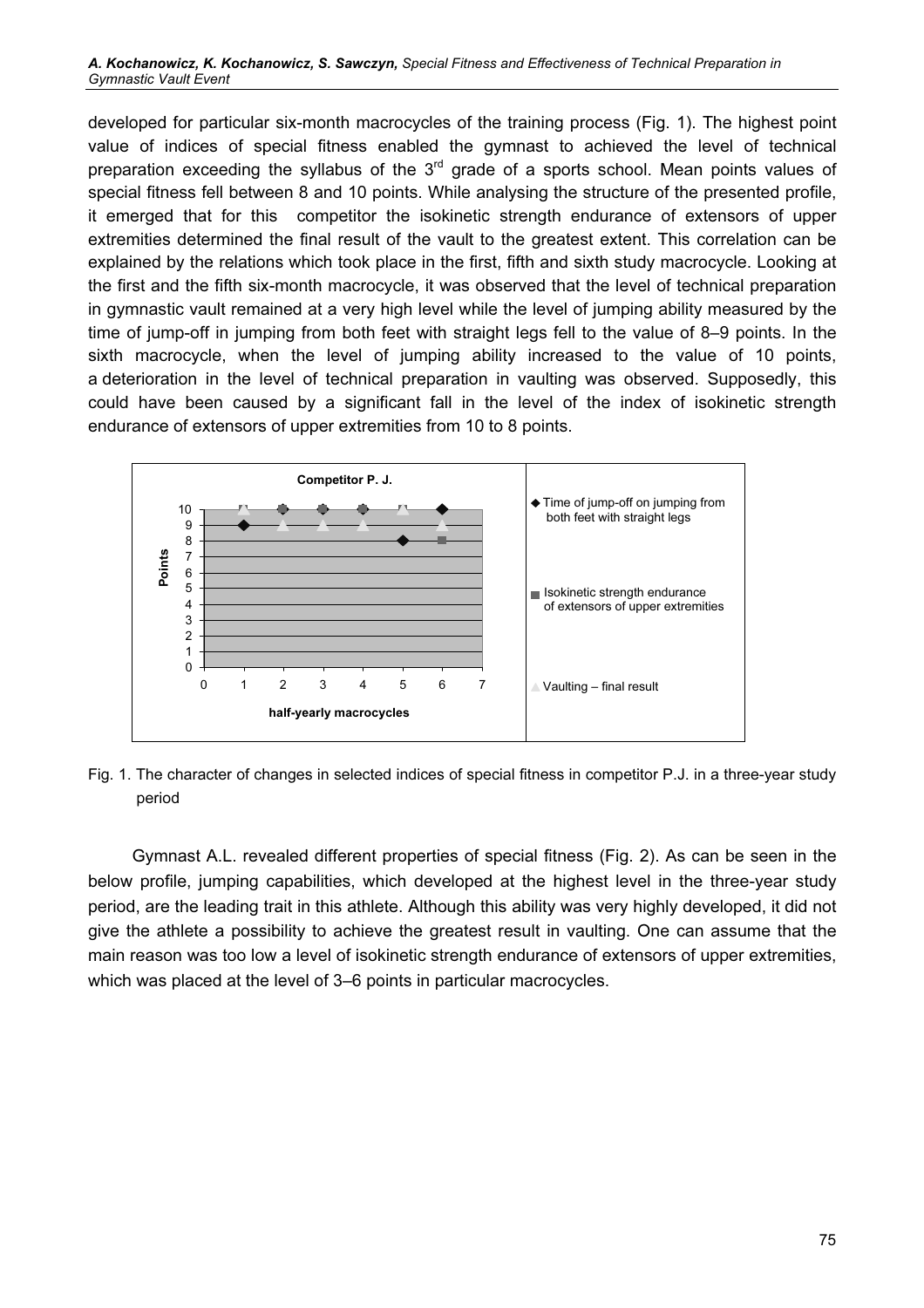developed for particular six-month macrocycles of the training process (Fig. 1). The highest point value of indices of special fitness enabled the gymnast to achieved the level of technical preparation exceeding the syllabus of the 3rd grade of a sports school. Mean points values of special fitness fell between 8 and 10 points. While analysing the structure of the presented profile, it emerged that for this competitor the isokinetic strength endurance of extensors of upper extremities determined the final result of the vault to the greatest extent. This correlation can be explained by the relations which took place in the first, fifth and sixth study macrocycle. Looking at the first and the fifth six-month macrocycle, it was observed that the level of technical preparation in gymnastic vault remained at a very high level while the level of jumping ability measured by the time of jump-off in jumping from both feet with straight legs fell to the value of 8–9 points. In the sixth macrocycle, when the level of jumping ability increased to the value of 10 points, a deterioration in the level of technical preparation in vaulting was observed. Supposedly, this could have been caused by a significant fall in the level of the index of isokinetic strength endurance of extensors of upper extremities from 10 to 8 points.

Fig. 1. The character of changes in selected indices of special fitness in competitor P.J. in a three-year study period

Gymnast A.L. revealed different properties of special fitness (Fig. 2). As can be seen in the below profile, jumping capabilities, which developed at the highest level in the three-year study period, are the leading trait in this athlete. Although this ability was very highly developed, it did not give the athlete a possibility to achieve the greatest result in vaulting. One can assume that the main reason was too low a level of isokinetic strength endurance of extensors of upper extremities, which was placed at the level of 3–6 points in particular macrocycles.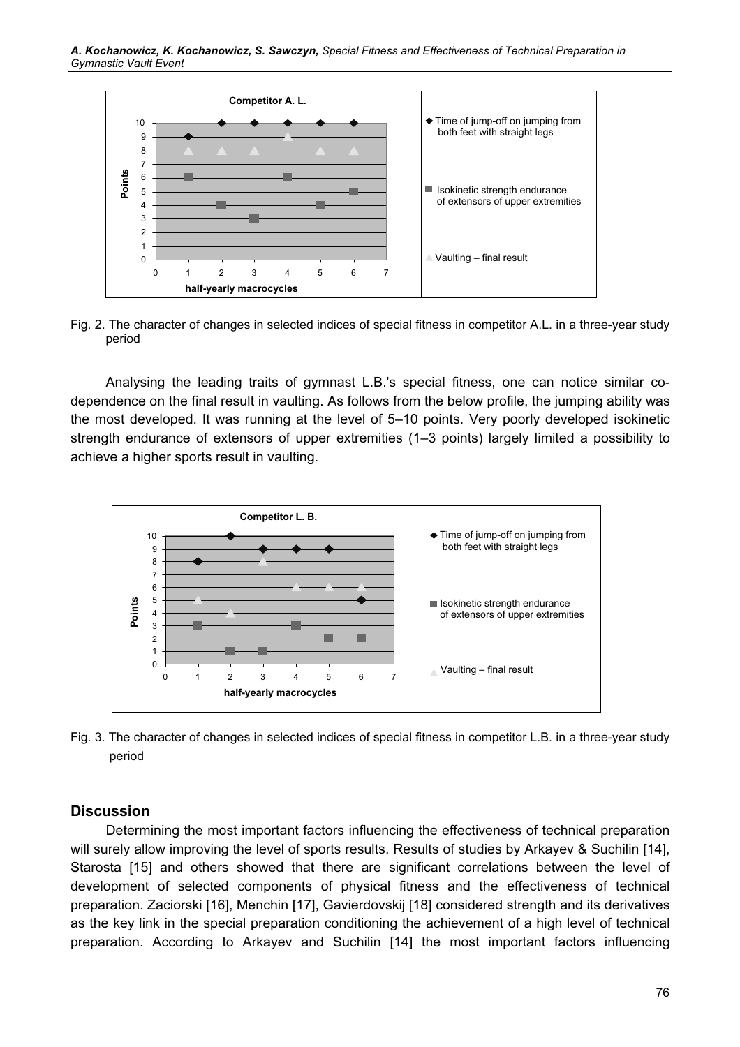Fig. 2. The character of changes in selected indices of special fitness in competitor A.L. in a three-year study period

Analysing the leading traits of gymnast L.B.'s special fitness, one can notice similar co-dependence on the final result in vaulting. As follows from the below profile, the jumping ability was the most developed. It was running at the level of 5–10 points. Very poorly developed isokinetic strength endurance of extensors of upper extremities (1–3 points) largely limited a possibility to achieve a higher sports result in vaulting.

Fig. 3. The character of changes in selected indices of special fitness in competitor L.B. in a three-year study period

## Discussion

Determining the most important factors influencing the effectiveness of technical preparation will surely allow improving the level of sports results. Results of studies by Arkayev & Suchilin [14], Starosta [15] and others showed that there are significant correlations between the level of development of selected components of physical fitness and the effectiveness of technical preparation. Zaciorski [16], Menchin [17], Gavierdovskij [18] considered strength and its derivatives as the key link in the special preparation conditioning the achievement of a high level of technical preparation. According to Arkayev and Suchilin [14] the most important factors influencing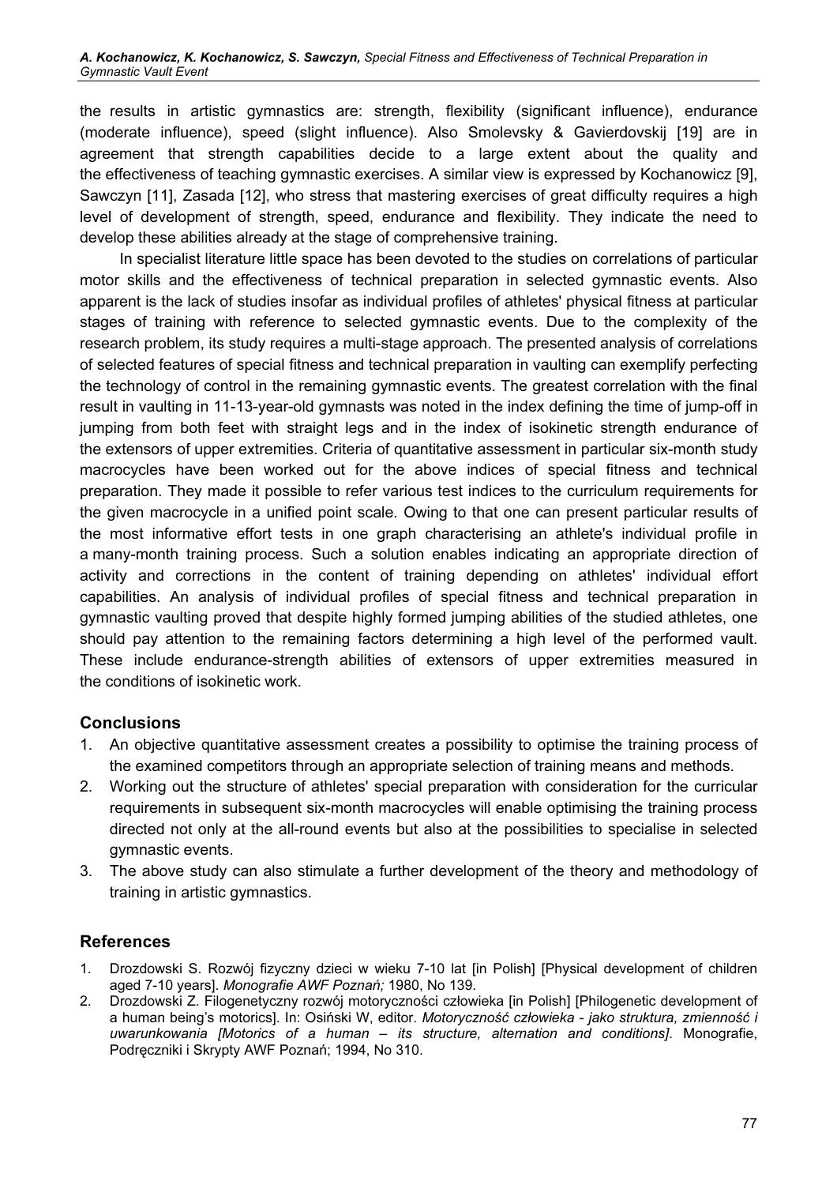the results in artistic gymnastics are: strength, flexibility (significant influence), endurance (moderate influence), speed (slight influence). Also Smolevsky & Gavierdovskij [19] are in agreement that strength capabilities decide to a large extent about the quality and the effectiveness of teaching gymnastic exercises. A similar view is expressed by Kochanowicz [9], Sawczyn [11], Zasada [12], who stress that mastering exercises of great difficulty requires a high level of development of strength, speed, endurance and flexibility. They indicate the need to develop these abilities already at the stage of comprehensive training.

In specialist literature little space has been devoted to the studies on correlations of particular motor skills and the effectiveness of technical preparation in selected gymnastic events. Also apparent is the lack of studies insofar as individual profiles of athletes' physical fitness at particular stages of training with reference to selected gymnastic events. Due to the complexity of the research problem, its study requires a multi-stage approach. The presented analysis of correlations of selected features of special fitness and technical preparation in vaulting can exemplify perfecting the technology of control in the remaining gymnastic events. The greatest correlation with the final result in vaulting in 11-13-year-old gymnasts was noted in the index defining the time of jump-off in jumping from both feet with straight legs and in the index of isokinetic strength endurance of the extensors of upper extremities. Criteria of quantitative assessment in particular six-month study macrocycles have been worked out for the above indices of special fitness and technical preparation. They made it possible to refer various test indices to the curriculum requirements for the given macrocycle in a unified point scale. Owing to that one can present particular results of the most informative effort tests in one graph characterising an athlete's individual profile in a many-month training process. Such a solution enables indicating an appropriate direction of activity and corrections in the content of training depending on athletes' individual effort capabilities. An analysis of individual profiles of special fitness and technical preparation in gymnastic vaulting proved that despite highly formed jumping abilities of the studied athletes, one should pay attention to the remaining factors determining a high level of the performed vault. These include endurance-strength abilities of extensors of upper extremities measured in the conditions of isokinetic work.

## Conclusions

1. An objective quantitative assessment creates a possibility to optimise the training process of the examined competitors through an appropriate selection of training means and methods.
2. Working out the structure of athletes' special preparation with consideration for the curricular requirements in subsequent six-month macrocycles will enable optimising the training process directed not only at the all-round events but also at the possibilities to specialise in selected gymnastic events.
3. The above study can also stimulate a further development of the theory and methodology of training in artistic gymnastics.

## References

1. Drozdowski S. Rozwój fizyczny dzieci w wieku 7-10 lat [in Polish] [Physical development of children aged 7-10 years]. *Monografie AWF Poznań;* 1980, No 139.
2. Drozdowski Z. Filogenetyczny rozwój motoryczności człowieka [in Polish] [Philogenetic development of a human being's motorics]. In: Osiński W, editor. *Motoryczność człowieka - jako struktura, zmienność i uwarunkowania [Motorics of a human – its structure, alternation and conditions]*. Monografie, Podręczniki i Skrypty AWF Poznań; 1994, No 310.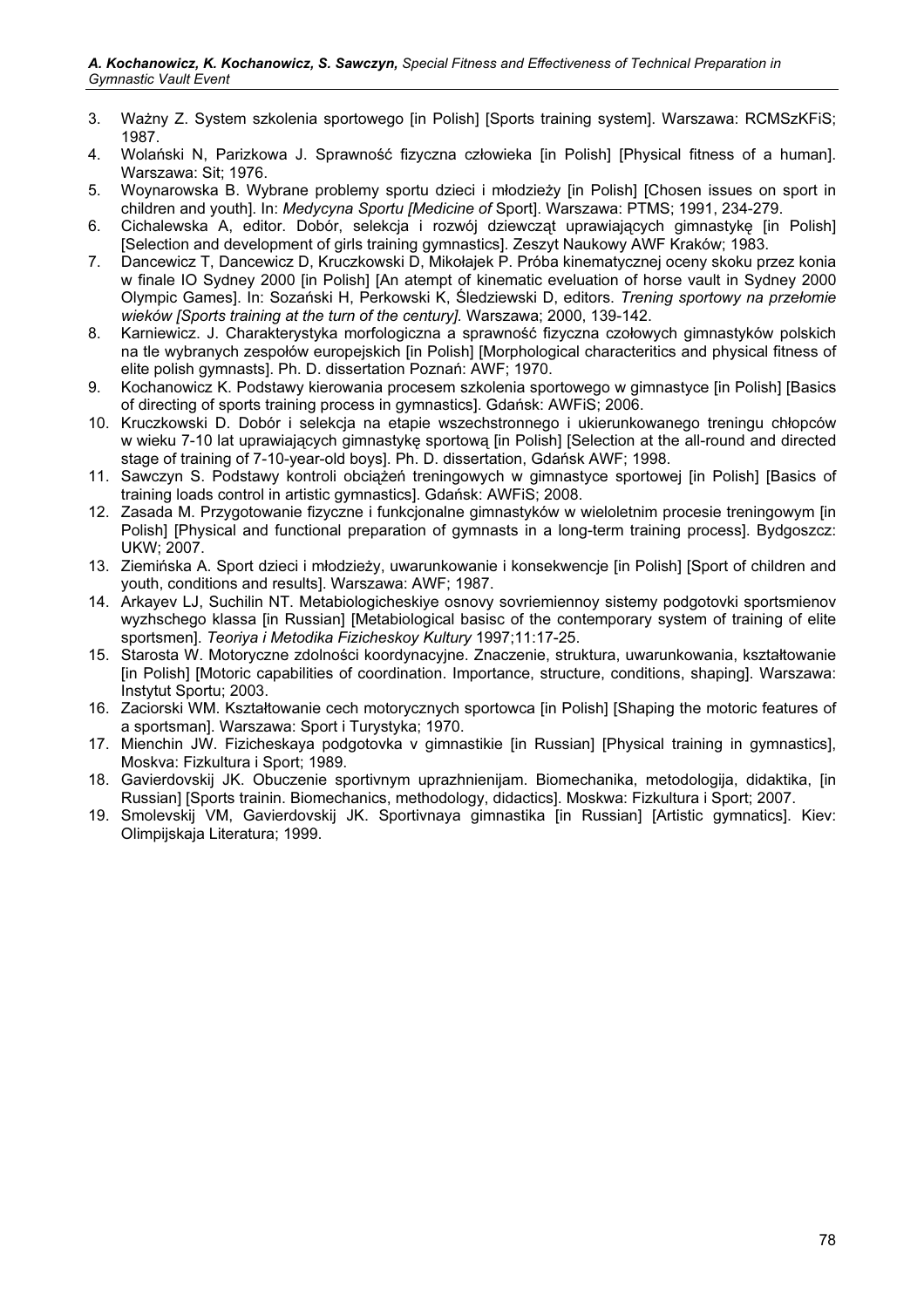3. Ważny Z. System szkolenia sportowego [in Polish] [Sports training system]. Warszawa: RCMSzKFiS; 1987.
4. Wolański N, Parizkowa J. Sprawność fizyczna człowieka [in Polish] [Physical fitness of a human]. Warszawa: Sit; 1976.
5. Woynarowska B. Wybrane problemy sportu dzieci i młodzieży [in Polish] [Chosen issues on sport in children and youth]. In: *Medycyna Sportu [Medicine of* Sport]. Warszawa: PTMS; 1991, 234-279.
6. Cichalewska A, editor. Dobór, selekcja i rozwój dziewcząt uprawiających gimnastykę [in Polish] [Selection and development of girls training gymnastics]. Zeszyt Naukowy AWF Kraków; 1983.
7. Dancewicz T, Dancewicz D, Kruczkowski D, Mikołajek P. Próba kinematycznej oceny skoku przez konia w finale IO Sydney 2000 [in Polish] [An atempt of kinematic eveluation of horse vault in Sydney 2000 Olympic Games]. In: Sozański H, Perkowski K, Śledziewski D, editors. *Trening sportowy na przełomie wieków [Sports training at the turn of the century].* Warszawa; 2000, 139-142.
8. Karniewicz. J. Charakterystyka morfologiczna a sprawność fizyczna czołowych gimnastyków polskich na tle wybranych zespołów europejskich [in Polish] [Morphological characteritics and physical fitness of elite polish gymnasts]. Ph. D. dissertation Poznań: AWF; 1970.
9. Kochanowicz K. Podstawy kierowania procesem szkolenia sportowego w gimnastyce [in Polish] [Basics of directing of sports training process in gymnastics]. Gdańsk: AWFiS; 2006.
10. Kruczkowski D. Dobór i selekcja na etapie wszechstronnego i ukierunkowanego treningu chłopców w wieku 7-10 lat uprawiających gimnastykę sportową [in Polish] [Selection at the all-round and directed stage of training of 7-10-year-old boys]. Ph. D. dissertation, Gdańsk AWF; 1998.
11. Sawczyn S. Podstawy kontroli obciążeń treningowych w gimnastyce sportowej [in Polish] [Basics of training loads control in artistic gymnastics]. Gdańsk: AWFiS; 2008.
12. Zasada M. Przygotowanie fizyczne i funkcjonalne gimnastyków w wieloletnim procesie treningowym [in Polish] [Physical and functional preparation of gymnasts in a long-term training process]. Bydgoszcz: UKW; 2007.
13. Ziemińska A. Sport dzieci i młodzieży, uwarunkowanie i konsekwencje [in Polish] [Sport of children and youth, conditions and results]. Warszawa: AWF; 1987.
14. Arkayev LJ, Suchilin NT. Metabiologicheskiye osnovy sovriemiennoy sistemy podgotovki sportsmienov wyzhschego klassa [in Russian] [Metabiological basisc of the contemporary system of training of elite sportsmen]. *Teoriya i Metodika Fizicheskoy Kultury* 1997;11:17-25.
15. Starosta W. Motoryczne zdolności koordynacyjne. Znaczenie, struktura, uwarunkowania, kształtowanie [in Polish] [Motoric capabilities of coordination. Importance, structure, conditions, shaping]. Warszawa: Instytut Sportu; 2003.
16. Zaciorski WM. Kształtowanie cech motorycznych sportowca [in Polish] [Shaping the motoric features of a sportsman]. Warszawa: Sport i Turystyka; 1970.
17. Mienchin JW. Fizicheskaya podgotovka v gimnastikie [in Russian] [Physical training in gymnastics], Moskva: Fizkultura i Sport; 1989.
18. Gavierdovskij JK. Obuczenie sportivnym uprazhnienijam. Biomechanika, metodologija, didaktika, [in Russian] [Sports trainin. Biomechanics, methodology, didactics]. Moskwa: Fizkultura i Sport; 2007.
19. Smolevskij VM, Gavierdovskij JK. Sportivnaya gimnastika [in Russian] [Artistic gymnatics]. Kiev: Olimpijskaja Literatura; 1999.